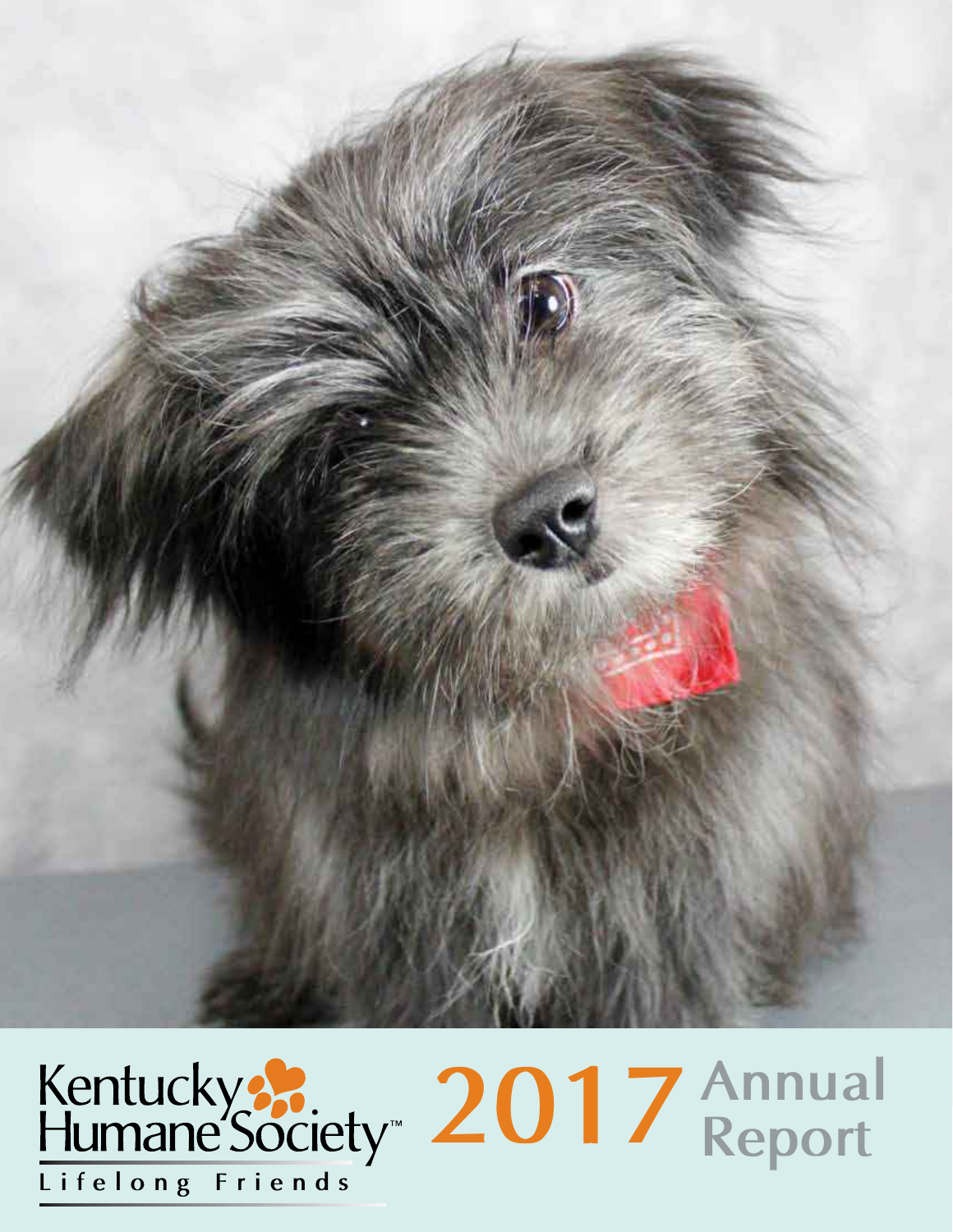Kentucky Humane Society™

Lifelong Friends

# 2017 Annual Report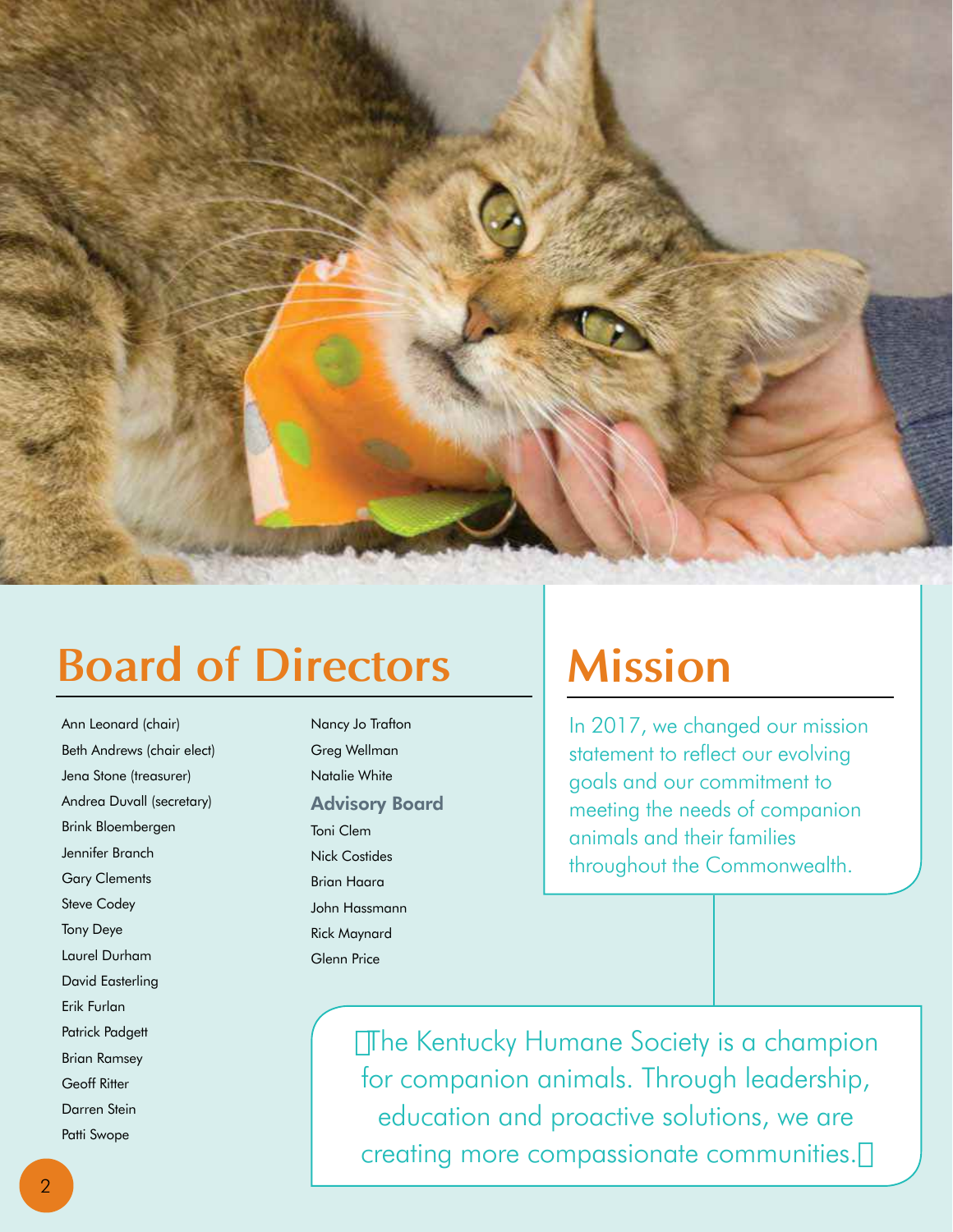## Board of Directors

Ann Leonard (chair)
Beth Andrews (chair elect)
Jena Stone (treasurer)
Andrea Duvall (secretary)
Brink Bloembergen
Jennifer Branch
Gary Clements
Steve Codey
Tony Deye
Laurel Durham
David Easterling
Erik Furlan
Patrick Padgett
Brian Ramsey
Geoff Ritter
Darren Stein
Patti Swope
Nancy Jo Trafton
Greg Wellman
Natalie White

### Advisory Board

Toni Clem
Nick Costides
Brian Haara
John Hassmann
Rick Maynard
Glenn Price

## Mission

In 2017, we changed our mission statement to reflect our evolving goals and our commitment to meeting the needs of companion animals and their families throughout the Commonwealth.

"The Kentucky Humane Society is a champion for companion animals. Through leadership, education and proactive solutions, we are creating more compassionate communities."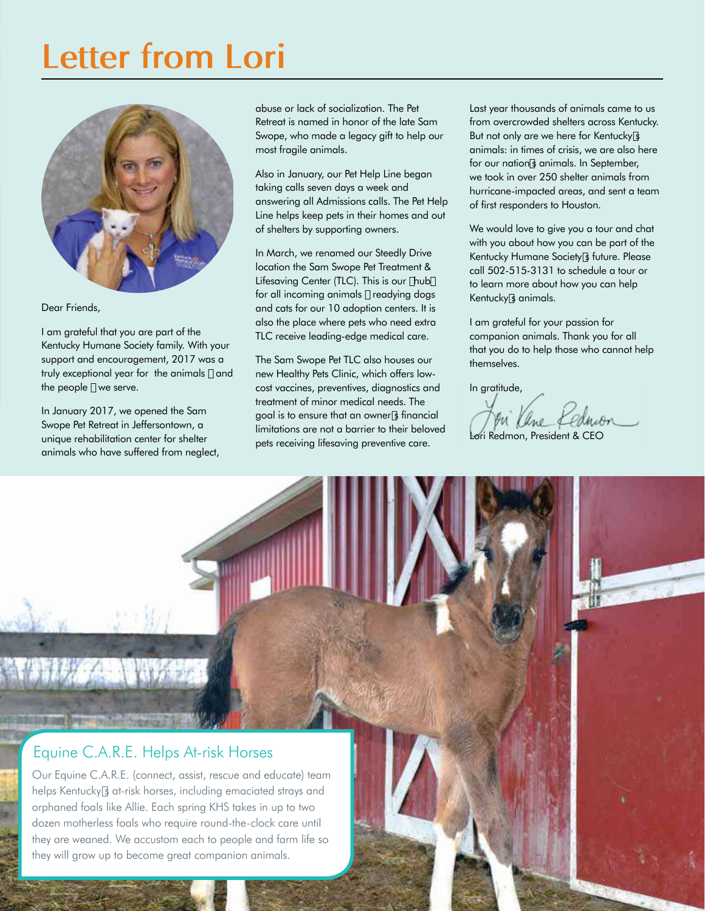# Letter from Lori

Dear Friends,

I am grateful that you are part of the Kentucky Humane Society family. With your support and encouragement, 2017 was a truly exceptional year for the animals  and the people  we serve.

In January 2017, we opened the Sam Swope Pet Retreat in Jeffersontown, a unique rehabilitation center for shelter animals who have suffered from neglect, abuse or lack of socialization. The Pet Retreat is named in honor of the late Sam Swope, who made a legacy gift to help our most fragile animals.

Also in January, our Pet Help Line began taking calls seven days a week and answering all Admissions calls. The Pet Help Line helps keep pets in their homes and out of shelters by supporting owners.

In March, we renamed our Steedly Drive location the Sam Swope Pet Treatment & Lifesaving Center (TLC). This is our hub for all incoming animals  readying dogs and cats for our 10 adoption centers. It is also the place where pets who need extra TLC receive leading-edge medical care.

The Sam Swope Pet TLC also houses our new Healthy Pets Clinic, which offers low-cost vaccines, preventives, diagnostics and treatment of minor medical needs. The goal is to ensure that an owner's financial limitations are not a barrier to their beloved pets receiving lifesaving preventive care.

Last year thousands of animals came to us from overcrowded shelters across Kentucky. But not only are we here for Kentucky's animals: in times of crisis, we are also here for our nation's animals. In September, we took in over 250 shelter animals from hurricane-impacted areas, and sent a team of first responders to Houston.

We would love to give you a tour and chat with you about how you can be part of the Kentucky Humane Society's future. Please call 502-515-3131 to schedule a tour or to learn more about how you can help Kentucky's animals.

I am grateful for your passion for companion animals. Thank you for all that you do to help those who cannot help themselves.

In gratitude,

Lori Redmon, President & CEO

## Equine C.A.R.E. Helps At-risk Horses

Our Equine C.A.R.E. (connect, assist, rescue and educate) team helps Kentucky's at-risk horses, including emaciated strays and orphaned foals like Allie. Each spring KHS takes in up to two dozen motherless foals who require round-the-clock care until they are weaned. We accustom each to people and farm life so they will grow up to become great companion animals.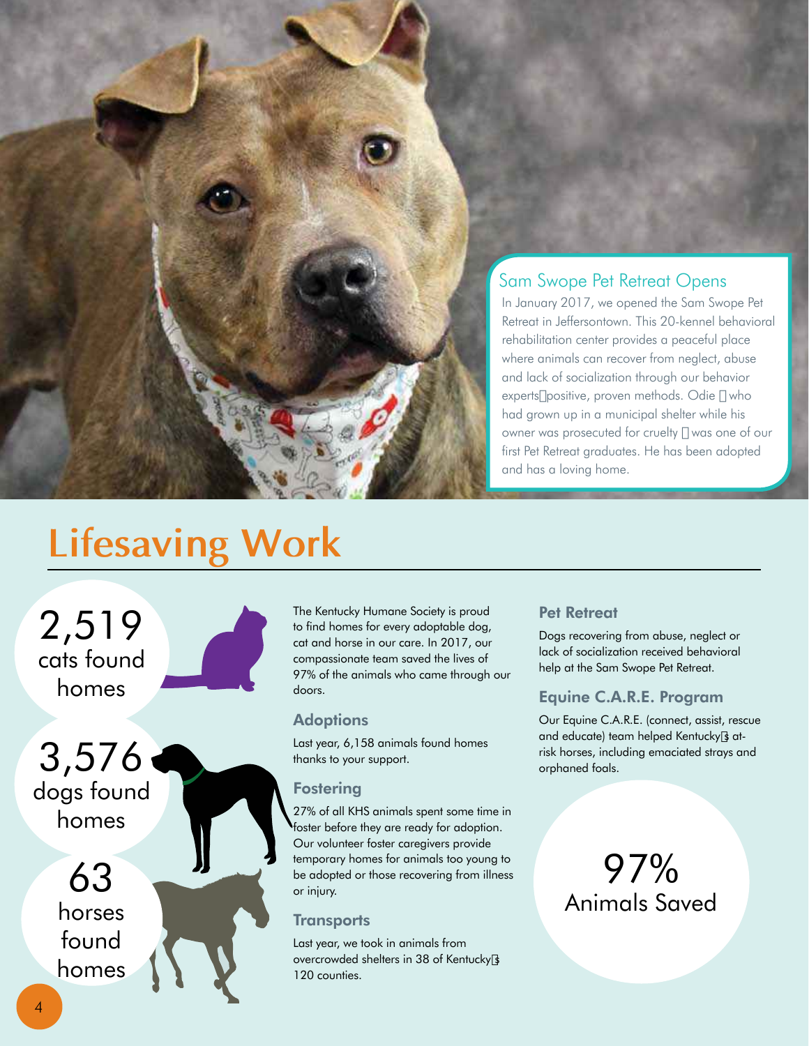## Sam Swope Pet Retreat Opens

In January 2017, we opened the Sam Swope Pet Retreat in Jeffersontown. This 20-kennel behavioral rehabilitation center provides a peaceful place where animals can recover from neglect, abuse and lack of socialization through our behavior experts' positive, proven methods. Odie – who had grown up in a municipal shelter while his owner was prosecuted for cruelty – was one of our first Pet Retreat graduates. He has been adopted and has a loving home.

# Lifesaving Work

2,519 cats found homes

3,576 dogs found homes

63 horses found homes

The Kentucky Humane Society is proud to find homes for every adoptable dog, cat and horse in our care. In 2017, our compassionate team saved the lives of 97% of the animals who came through our doors.

### Adoptions

Last year, 6,158 animals found homes thanks to your support.

### Fostering

27% of all KHS animals spent some time in foster before they are ready for adoption. Our volunteer foster caregivers provide temporary homes for animals too young to be adopted or those recovering from illness or injury.

### Transports

Last year, we took in animals from overcrowded shelters in 38 of Kentucky's 120 counties.

### Pet Retreat

Dogs recovering from abuse, neglect or lack of socialization received behavioral help at the Sam Swope Pet Retreat.

### Equine C.A.R.E. Program

Our Equine C.A.R.E. (connect, assist, rescue and educate) team helped Kentucky's at-risk horses, including emaciated strays and orphaned foals.

97% Animals Saved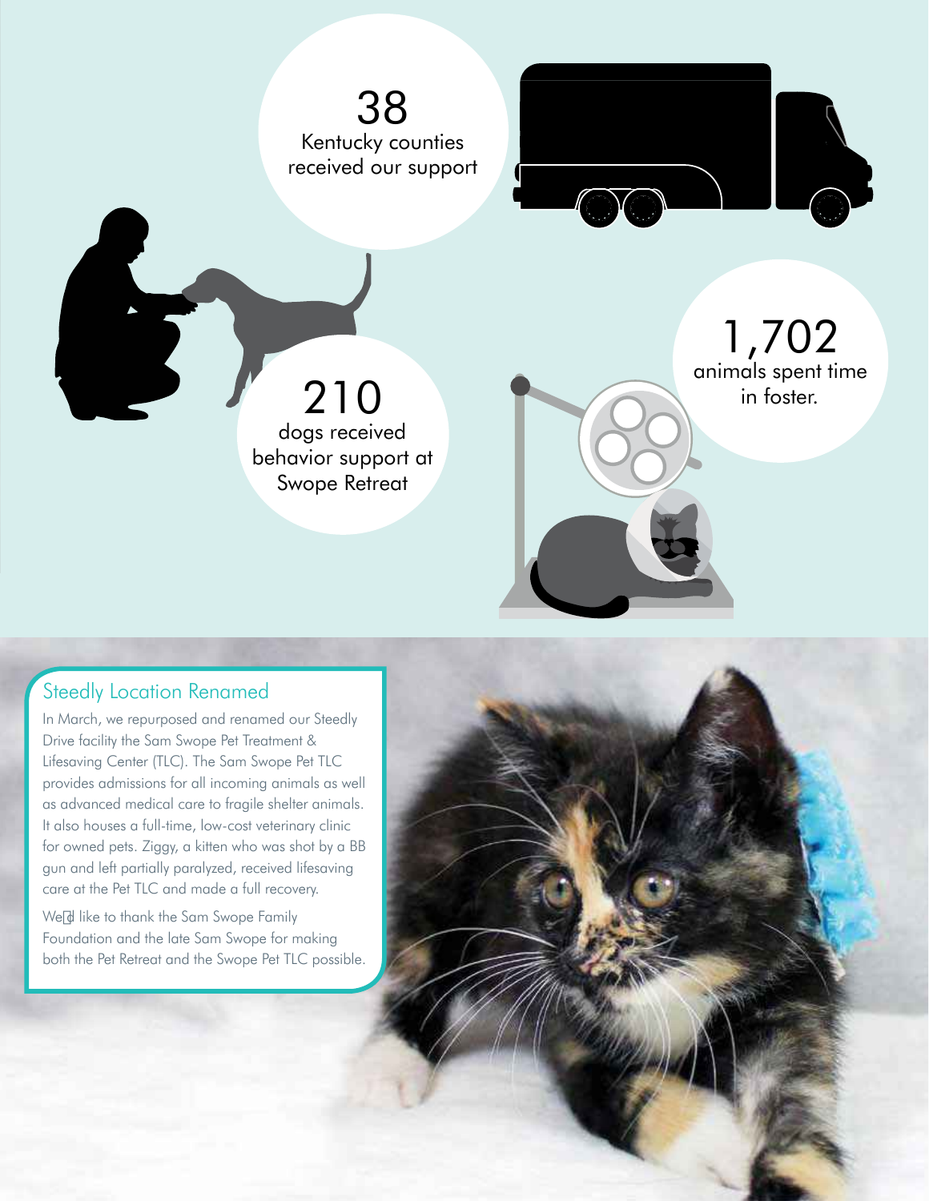38
Kentucky counties received our support

210
dogs received behavior support at Swope Retreat

1,702
animals spent time in foster.

## Steedly Location Renamed

In March, we repurposed and renamed our Steedly Drive facility the Sam Swope Pet Treatment & Lifesaving Center (TLC). The Sam Swope Pet TLC provides admissions for all incoming animals as well as advanced medical care to fragile shelter animals. It also houses a full-time, low-cost veterinary clinic for owned pets. Ziggy, a kitten who was shot by a BB gun and left partially paralyzed, received lifesaving care at the Pet TLC and made a full recovery.

We'd like to thank the Sam Swope Family Foundation and the late Sam Swope for making both the Pet Retreat and the Swope Pet TLC possible.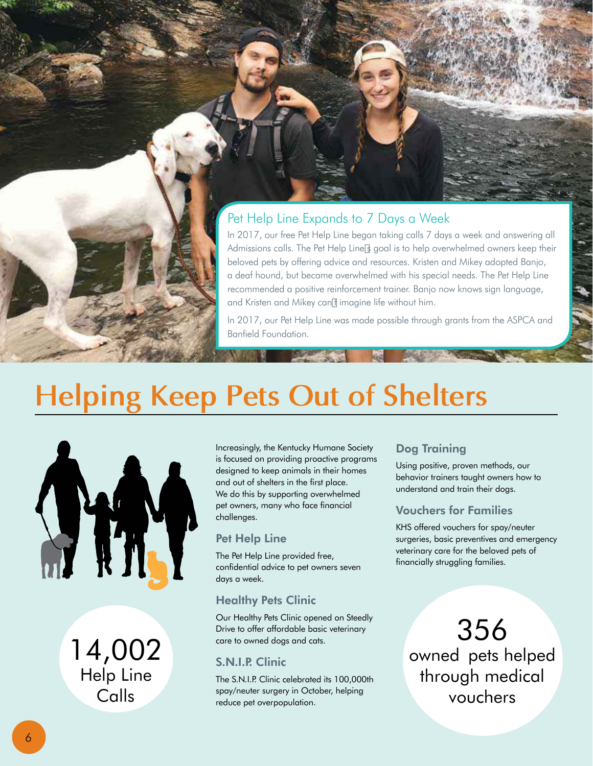## Pet Help Line Expands to 7 Days a Week

In 2017, our free Pet Help Line began taking calls 7 days a week and answering all Admissions calls. The Pet Help Line's goal is to help overwhelmed owners keep their beloved pets by offering advice and resources. Kristen and Mikey adopted Banjo, a deaf hound, but became overwhelmed with his special needs. The Pet Help Line recommended a positive reinforcement trainer. Banjo now knows sign language, and Kristen and Mikey can't imagine life without him.

In 2017, our Pet Help Line was made possible through grants from the ASPCA and Banfield Foundation.

# Helping Keep Pets Out of Shelters

Increasingly, the Kentucky Humane Society is focused on providing proactive programs designed to keep animals in their homes and out of shelters in the first place. We do this by supporting overwhelmed pet owners, many who face financial challenges.

### Pet Help Line

The Pet Help Line provided free, confidential advice to pet owners seven days a week.

### Healthy Pets Clinic

Our Healthy Pets Clinic opened on Steedly Drive to offer affordable basic veterinary care to owned dogs and cats.

### S.N.I.P. Clinic

The S.N.I.P. Clinic celebrated its 100,000th spay/neuter surgery in October, helping reduce pet overpopulation.

### Dog Training

Using positive, proven methods, our behavior trainers taught owners how to understand and train their dogs.

### Vouchers for Families

KHS offered vouchers for spay/neuter surgeries, basic preventives and emergency veterinary care for the beloved pets of financially struggling families.

**14,002** Help Line Calls

**356** owned pets helped through medical vouchers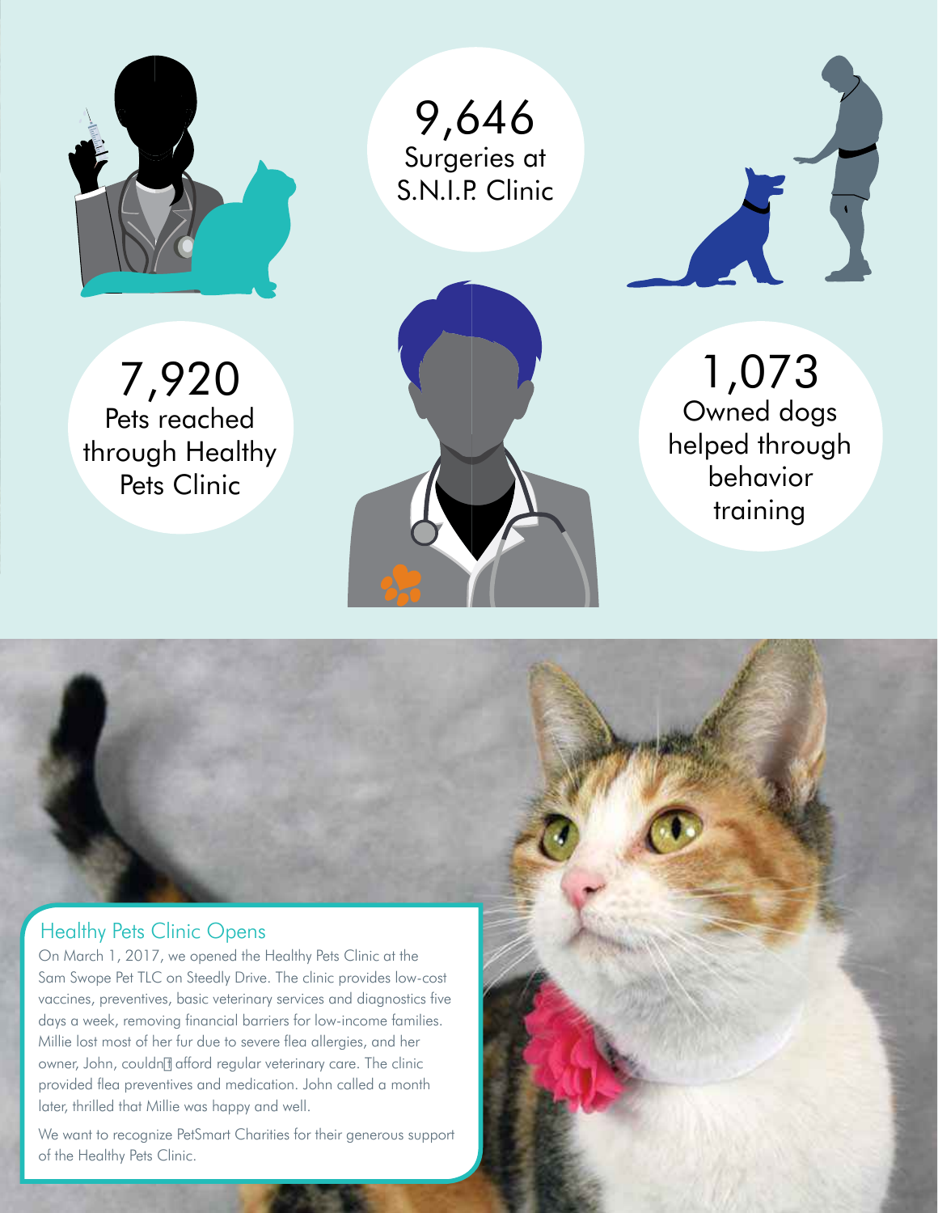**9,646**
Surgeries at S.N.I.P. Clinic

**7,920**
Pets reached through Healthy Pets Clinic

**1,073**
Owned dogs helped through behavior training

## Healthy Pets Clinic Opens

On March 1, 2017, we opened the Healthy Pets Clinic at the Sam Swope Pet TLC on Steedly Drive. The clinic provides low-cost vaccines, preventives, basic veterinary services and diagnostics five days a week, removing financial barriers for low-income families. Millie lost most of her fur due to severe flea allergies, and her owner, John, couldn't afford regular veterinary care. The clinic provided flea preventives and medication. John called a month later, thrilled that Millie was happy and well.

We want to recognize PetSmart Charities for their generous support of the Healthy Pets Clinic.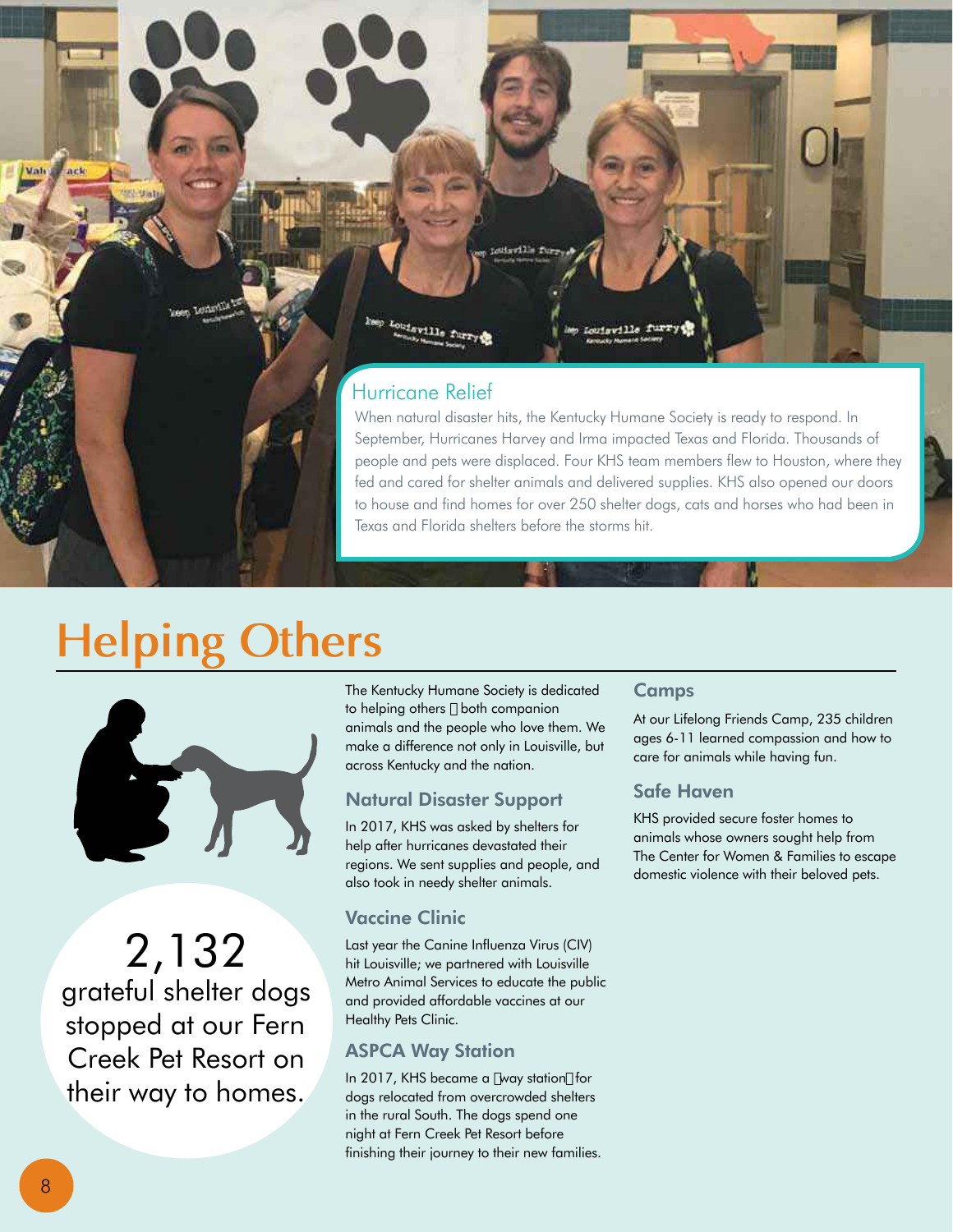## Hurricane Relief

When natural disaster hits, the Kentucky Humane Society is ready to respond. In September, Hurricanes Harvey and Irma impacted Texas and Florida. Thousands of people and pets were displaced. Four KHS team members flew to Houston, where they fed and cared for shelter animals and delivered supplies. KHS also opened our doors to house and find homes for over 250 shelter dogs, cats and horses who had been in Texas and Florida shelters before the storms hit.

# Helping Others

2,132 grateful shelter dogs stopped at our Fern Creek Pet Resort on their way to homes.

The Kentucky Humane Society is dedicated to helping others  both companion animals and the people who love them. We make a difference not only in Louisville, but across Kentucky and the nation.

### Natural Disaster Support

In 2017, KHS was asked by shelters for help after hurricanes devastated their regions. We sent supplies and people, and also took in needy shelter animals.

### Vaccine Clinic

Last year the Canine Influenza Virus (CIV) hit Louisville; we partnered with Louisville Metro Animal Services to educate the public and provided affordable vaccines at our Healthy Pets Clinic.

### ASPCA Way Station

In 2017, KHS became a way station for dogs relocated from overcrowded shelters in the rural South. The dogs spend one night at Fern Creek Pet Resort before finishing their journey to their new families.

### Camps

At our Lifelong Friends Camp, 235 children ages 6-11 learned compassion and how to care for animals while having fun.

### Safe Haven

KHS provided secure foster homes to animals whose owners sought help from The Center for Women & Families to escape domestic violence with their beloved pets.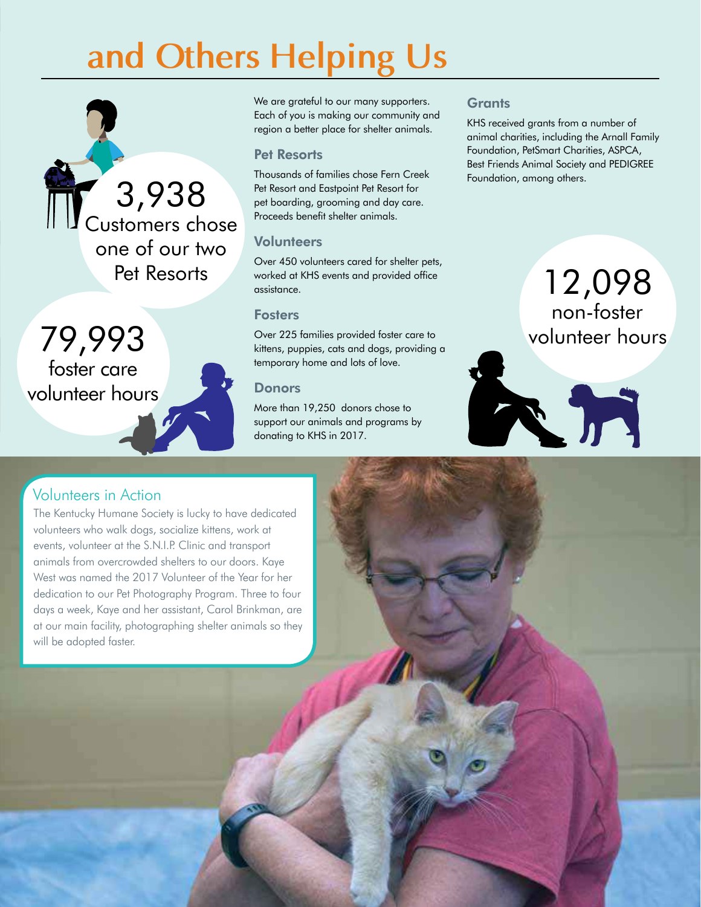# and Others Helping Us

**3,938**
Customers chose one of our two Pet Resorts

**79,993**
foster care volunteer hours

We are grateful to our many supporters. Each of you is making our community and region a better place for shelter animals.

### Pet Resorts

Thousands of families chose Fern Creek Pet Resort and Eastpoint Pet Resort for pet boarding, grooming and day care. Proceeds benefit shelter animals.

### Volunteers

Over 450 volunteers cared for shelter pets, worked at KHS events and provided office assistance.

### Fosters

Over 225 families provided foster care to kittens, puppies, cats and dogs, providing a temporary home and lots of love.

### Donors

More than 19,250 donors chose to support our animals and programs by donating to KHS in 2017.

### Grants

KHS received grants from a number of animal charities, including the Arnall Family Foundation, PetSmart Charities, ASPCA, Best Friends Animal Society and PEDIGREE Foundation, among others.

**12,098**
non-foster volunteer hours

## Volunteers in Action

The Kentucky Humane Society is lucky to have dedicated volunteers who walk dogs, socialize kittens, work at events, volunteer at the S.N.I.P. Clinic and transport animals from overcrowded shelters to our doors. Kaye West was named the 2017 Volunteer of the Year for her dedication to our Pet Photography Program. Three to four days a week, Kaye and her assistant, Carol Brinkman, are at our main facility, photographing shelter animals so they will be adopted faster.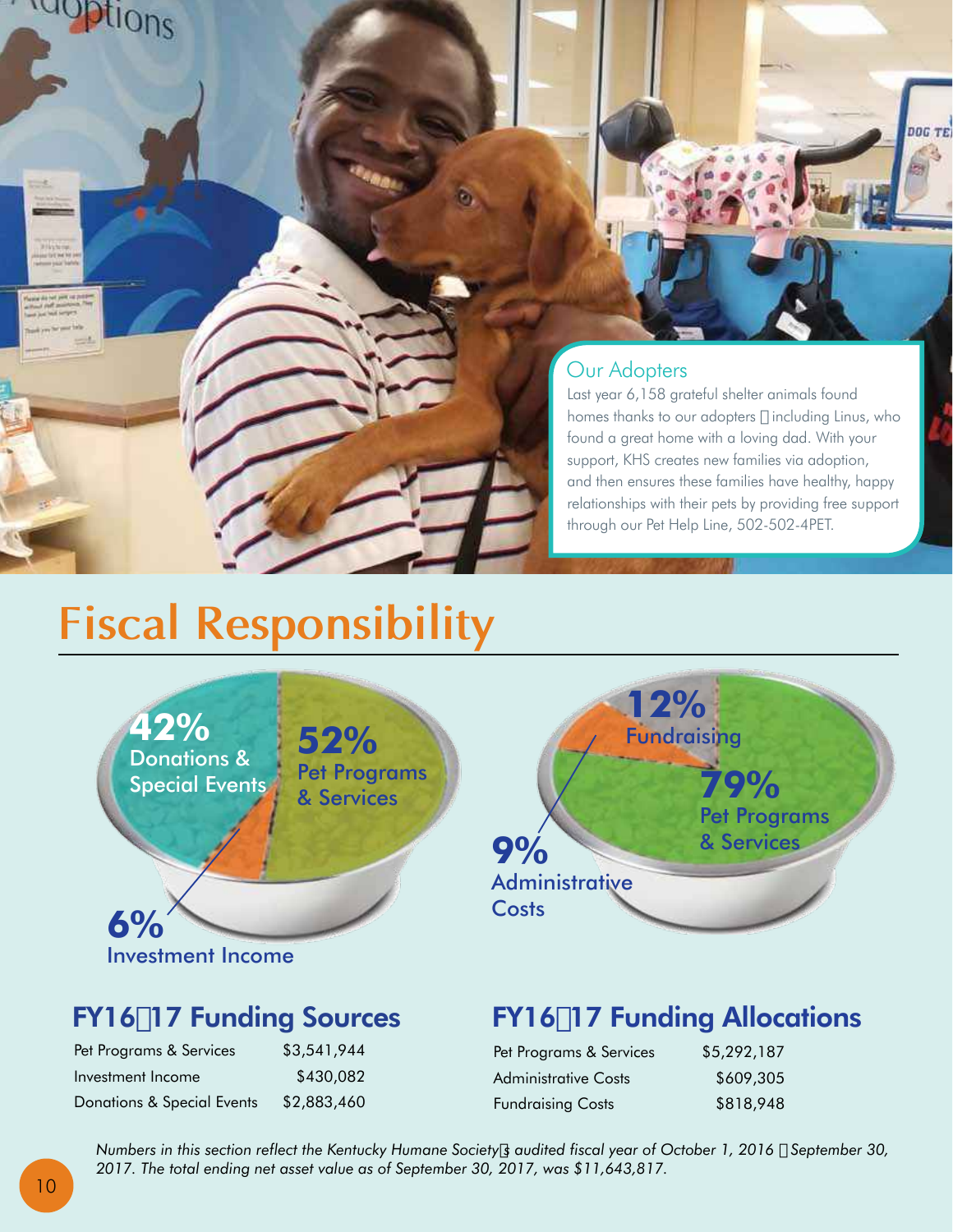## Our Adopters

Last year 6,158 grateful shelter animals found homes thanks to our adopters – including Linus, who found a great home with a loving dad. With your support, KHS creates new families via adoption, and then ensures these families have healthy, happy relationships with their pets by providing free support through our Pet Help Line, 502-502-4PET.

# Fiscal Responsibility

**42%** Donations & Special Events

**52%** Pet Programs & Services

**6%** Investment Income

**12%** Fundraising

**79%** Pet Programs & Services

**9%** Administrative Costs

## FY16–17 Funding Sources

| Source | Amount |
| --- | --- |
| Pet Programs & Services | $3,541,944 |
| Investment Income | $430,082 |
| Donations & Special Events | $2,883,460 |

## FY16–17 Funding Allocations

| Allocation | Amount |
| --- | --- |
| Pet Programs & Services | $5,292,187 |
| Administrative Costs | $609,305 |
| Fundraising Costs | $818,948 |

*Numbers in this section reflect the Kentucky Humane Society's audited fiscal year of October 1, 2016 – September 30, 2017. The total ending net asset value as of September 30, 2017, was $11,643,817.*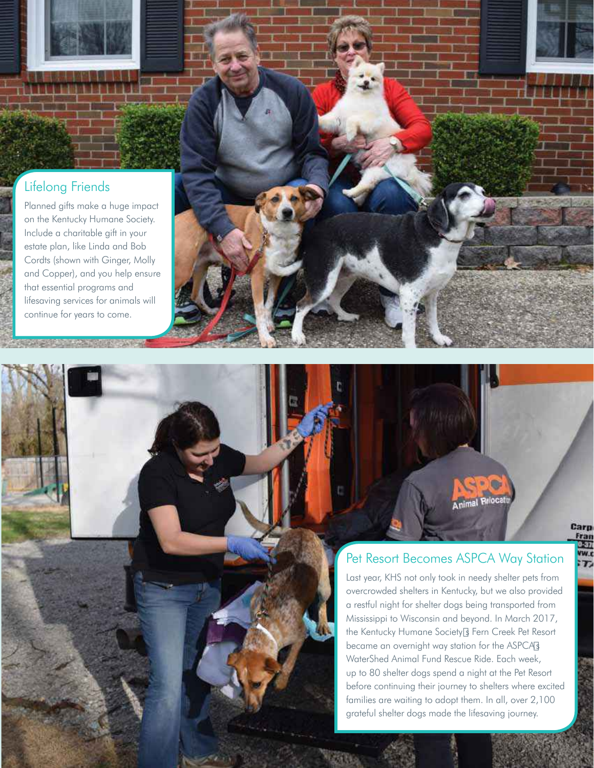## Lifelong Friends

Planned gifts make a huge impact on the Kentucky Humane Society. Include a charitable gift in your estate plan, like Linda and Bob Cordts (shown with Ginger, Molly and Copper), and you help ensure that essential programs and lifesaving services for animals will continue for years to come.

## Pet Resort Becomes ASPCA Way Station

Last year, KHS not only took in needy shelter pets from overcrowded shelters in Kentucky, but we also provided a restful night for shelter dogs being transported from Mississippi to Wisconsin and beyond. In March 2017, the Kentucky Humane Society's Fern Creek Pet Resort became an overnight way station for the ASPCA's WaterShed Animal Fund Rescue Ride. Each week, up to 80 shelter dogs spend a night at the Pet Resort before continuing their journey to shelters where excited families are waiting to adopt them. In all, over 2,100 grateful shelter dogs made the lifesaving journey.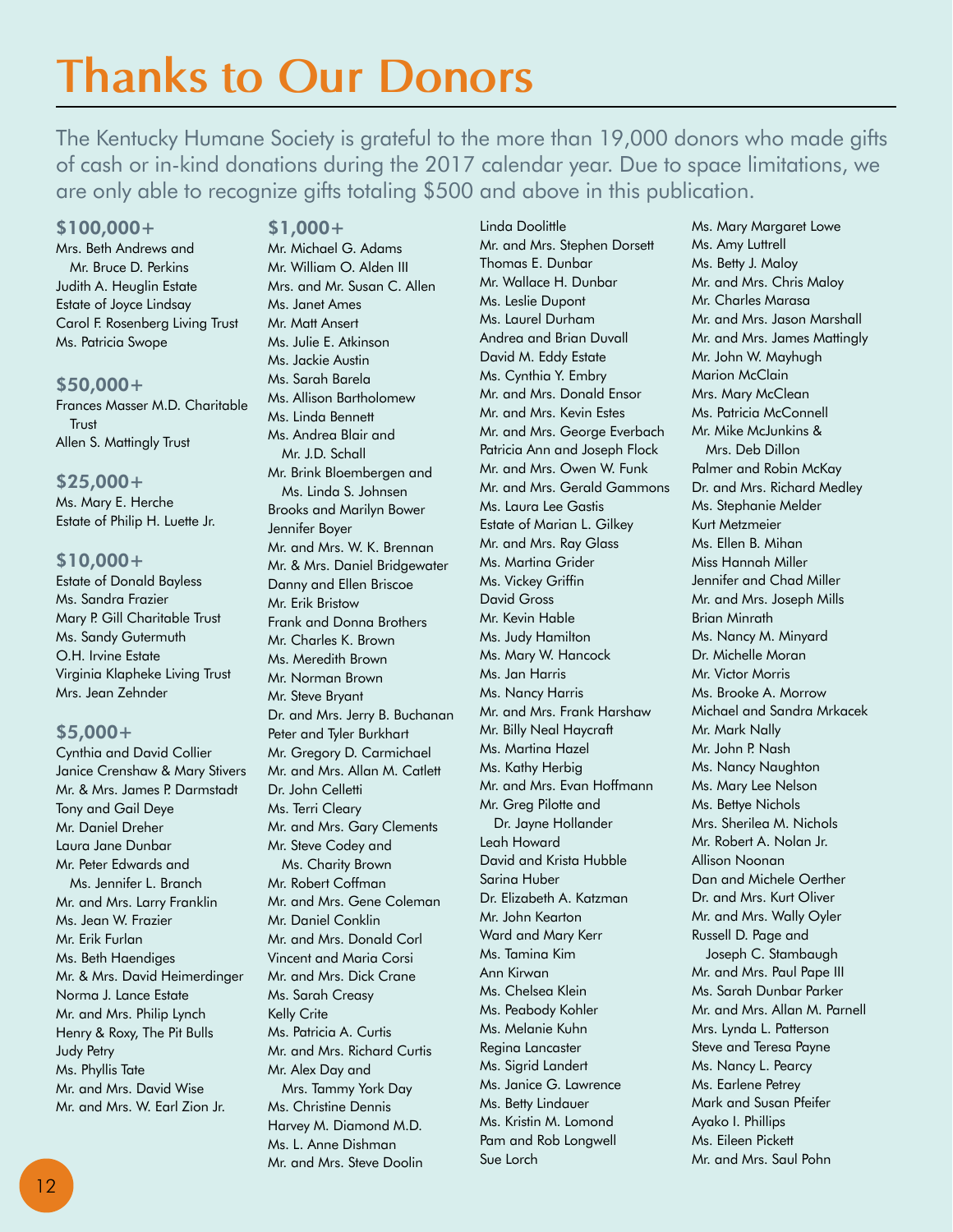# Thanks to Our Donors

The Kentucky Humane Society is grateful to the more than 19,000 donors who made gifts of cash or in-kind donations during the 2017 calendar year. Due to space limitations, we are only able to recognize gifts totaling $500 and above in this publication.

## $100,000+

Mrs. Beth Andrews and Mr. Bruce D. Perkins
Judith A. Heuglin Estate
Estate of Joyce Lindsay
Carol F. Rosenberg Living Trust
Ms. Patricia Swope

## $50,000+

Frances Masser M.D. Charitable Trust
Allen S. Mattingly Trust

## $25,000+

Ms. Mary E. Herche
Estate of Philip H. Luette Jr.

## $10,000+

Estate of Donald Bayless
Ms. Sandra Frazier
Mary P. Gill Charitable Trust
Ms. Sandy Gutermuth
O.H. Irvine Estate
Virginia Klapheke Living Trust
Mrs. Jean Zehnder

## $5,000+

Cynthia and David Collier
Janice Crenshaw & Mary Stivers
Mr. & Mrs. James P. Darmstadt
Tony and Gail Deye
Mr. Daniel Dreher
Laura Jane Dunbar
Mr. Peter Edwards and Ms. Jennifer L. Branch
Mr. and Mrs. Larry Franklin
Ms. Jean W. Frazier
Mr. Erik Furlan
Ms. Beth Haendiges
Mr. & Mrs. David Heimerdinger
Norma J. Lance Estate
Mr. and Mrs. Philip Lynch
Henry & Roxy, The Pit Bulls
Judy Petry
Ms. Phyllis Tate
Mr. and Mrs. David Wise
Mr. and Mrs. W. Earl Zion Jr.

## $1,000+

Mr. Michael G. Adams
Mr. William O. Alden III
Mrs. and Mr. Susan C. Allen
Ms. Janet Ames
Mr. Matt Ansert
Ms. Julie E. Atkinson
Ms. Jackie Austin
Ms. Sarah Barela
Ms. Allison Bartholomew
Ms. Linda Bennett
Ms. Andrea Blair and Mr. J.D. Schall
Mr. Brink Bloembergen and Ms. Linda S. Johnsen
Brooks and Marilyn Bower
Jennifer Boyer
Mr. and Mrs. W. K. Brennan
Mr. & Mrs. Daniel Bridgewater
Danny and Ellen Briscoe
Mr. Erik Bristow
Frank and Donna Brothers
Mr. Charles K. Brown
Ms. Meredith Brown
Mr. Norman Brown
Mr. Steve Bryant
Dr. and Mrs. Jerry B. Buchanan
Peter and Tyler Burkhart
Mr. Gregory D. Carmichael
Mr. and Mrs. Allan M. Catlett
Dr. John Celletti
Ms. Terri Cleary
Mr. and Mrs. Gary Clements
Mr. Steve Codey and Ms. Charity Brown
Mr. Robert Coffman
Mr. and Mrs. Gene Coleman
Mr. Daniel Conklin
Mr. and Mrs. Donald Corl
Vincent and Maria Corsi
Mr. and Mrs. Dick Crane
Ms. Sarah Creasy
Kelly Crite
Ms. Patricia A. Curtis
Mr. and Mrs. Richard Curtis
Mr. Alex Day and Mrs. Tammy York Day
Ms. Christine Dennis
Harvey M. Diamond M.D.
Ms. L. Anne Dishman
Mr. and Mrs. Steve Doolin
Linda Doolittle
Mr. and Mrs. Stephen Dorsett
Thomas E. Dunbar
Mr. Wallace H. Dunbar
Ms. Leslie Dupont
Ms. Laurel Durham
Andrea and Brian Duvall
David M. Eddy Estate
Ms. Cynthia Y. Embry
Mr. and Mrs. Donald Ensor
Mr. and Mrs. Kevin Estes
Mr. and Mrs. George Everbach
Patricia Ann and Joseph Flock
Mr. and Mrs. Owen W. Funk
Mr. and Mrs. Gerald Gammons
Ms. Laura Lee Gastis
Estate of Marian L. Gilkey
Mr. and Mrs. Ray Glass
Ms. Martina Grider
Ms. Vickey Griffin
David Gross
Mr. Kevin Hable
Ms. Judy Hamilton
Ms. Mary W. Hancock
Ms. Jan Harris
Ms. Nancy Harris
Mr. and Mrs. Frank Harshaw
Mr. Billy Neal Haycraft
Ms. Martina Hazel
Ms. Kathy Herbig
Mr. and Mrs. Evan Hoffmann
Mr. Greg Pilotte and Dr. Jayne Hollander
Leah Howard
David and Krista Hubble
Sarina Huber
Dr. Elizabeth A. Katzman
Mr. John Kearton
Ward and Mary Kerr
Ms. Tamina Kim
Ann Kirwan
Ms. Chelsea Klein
Ms. Peabody Kohler
Ms. Melanie Kuhn
Regina Lancaster
Ms. Sigrid Landert
Ms. Janice G. Lawrence
Ms. Betty Lindauer
Ms. Kristin M. Lomond
Pam and Rob Longwell
Sue Lorch
Ms. Mary Margaret Lowe
Ms. Amy Luttrell
Ms. Betty J. Maloy
Mr. and Mrs. Chris Maloy
Mr. Charles Marasa
Mr. and Mrs. Jason Marshall
Mr. and Mrs. James Mattingly
Mr. John W. Mayhugh
Marion McClain
Mrs. Mary McClean
Ms. Patricia McConnell
Mr. Mike McJunkins & Mrs. Deb Dillon
Palmer and Robin McKay
Dr. and Mrs. Richard Medley
Ms. Stephanie Melder
Kurt Metzmeier
Ms. Ellen B. Mihan
Miss Hannah Miller
Jennifer and Chad Miller
Mr. and Mrs. Joseph Mills
Brian Minrath
Ms. Nancy M. Minyard
Dr. Michelle Moran
Mr. Victor Morris
Ms. Brooke A. Morrow
Michael and Sandra Mrkacek
Mr. Mark Nally
Mr. John P. Nash
Ms. Nancy Naughton
Ms. Mary Lee Nelson
Ms. Bettye Nichols
Mrs. Sherilea M. Nichols
Mr. Robert A. Nolan Jr.
Allison Noonan
Dan and Michele Oerther
Dr. and Mrs. Kurt Oliver
Mr. and Mrs. Wally Oyler
Russell D. Page and Joseph C. Stambaugh
Mr. and Mrs. Paul Pape III
Ms. Sarah Dunbar Parker
Mr. and Mrs. Allan M. Parnell
Mrs. Lynda L. Patterson
Steve and Teresa Payne
Ms. Nancy L. Pearcy
Ms. Earlene Petrey
Mark and Susan Pfeifer
Ayako I. Phillips
Ms. Eileen Pickett
Mr. and Mrs. Saul Pohn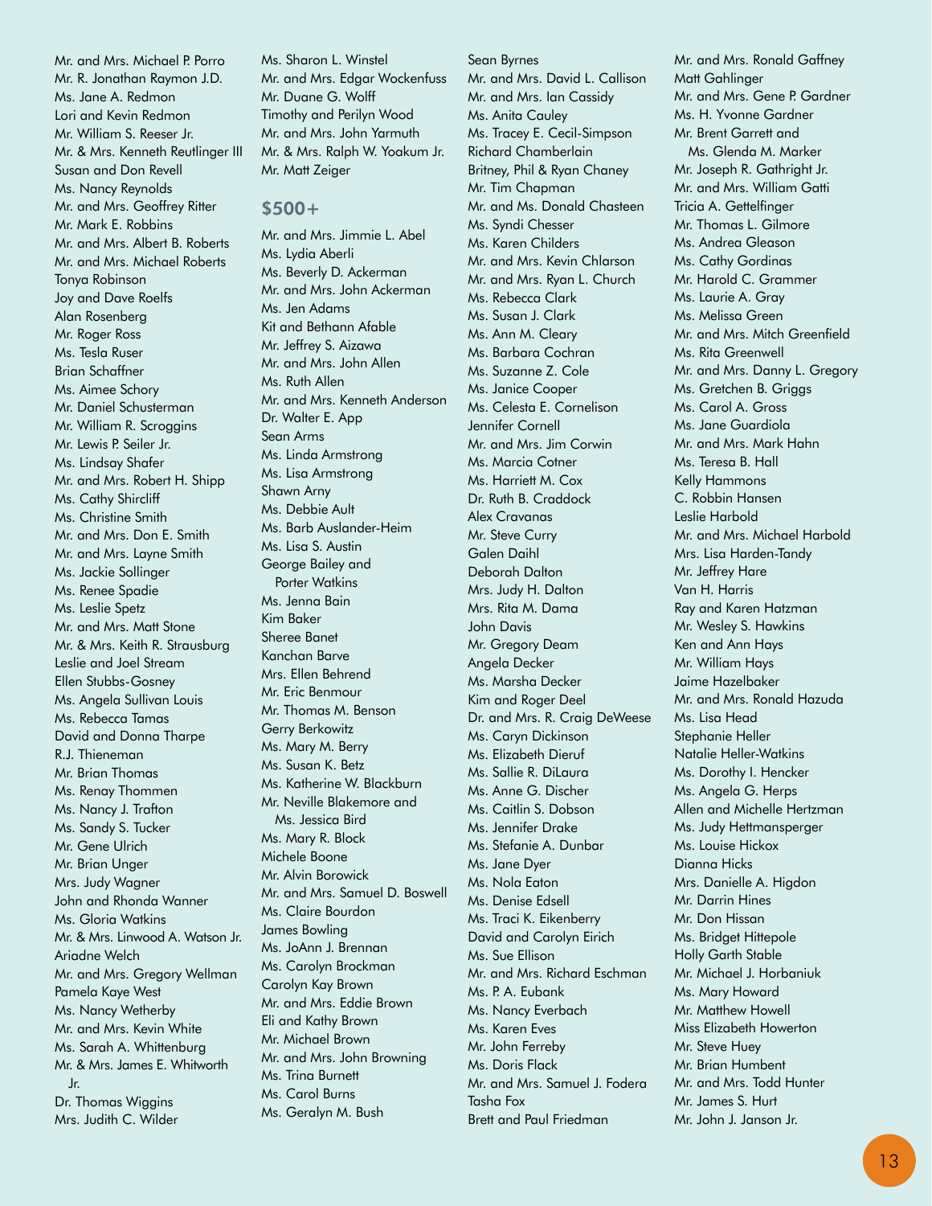Mr. and Mrs. Michael P. Porro
Mr. R. Jonathan Raymon J.D.
Ms. Jane A. Redmon
Lori and Kevin Redmon
Mr. William S. Reeser Jr.
Mr. & Mrs. Kenneth Reutlinger III
Susan and Don Revell
Ms. Nancy Reynolds
Mr. and Mrs. Geoffrey Ritter
Mr. Mark E. Robbins
Mr. and Mrs. Albert B. Roberts
Mr. and Mrs. Michael Roberts
Tonya Robinson
Joy and Dave Roelfs
Alan Rosenberg
Mr. Roger Ross
Ms. Tesla Ruser
Brian Schaffner
Ms. Aimee Schory
Mr. Daniel Schusterman
Mr. William R. Scroggins
Mr. Lewis P. Seiler Jr.
Ms. Lindsay Shafer
Mr. and Mrs. Robert H. Shipp
Ms. Cathy Shircliff
Ms. Christine Smith
Mr. and Mrs. Don E. Smith
Mr. and Mrs. Layne Smith
Ms. Jackie Sollinger
Ms. Renee Spadie
Ms. Leslie Spetz
Mr. and Mrs. Matt Stone
Mr. & Mrs. Keith R. Strausburg
Leslie and Joel Stream
Ellen Stubbs-Gosney
Ms. Angela Sullivan Louis
Ms. Rebecca Tamas
David and Donna Tharpe
R.J. Thieneman
Mr. Brian Thomas
Ms. Renay Thommen
Ms. Nancy J. Trafton
Ms. Sandy S. Tucker
Mr. Gene Ulrich
Mr. Brian Unger
Mrs. Judy Wagner
John and Rhonda Wanner
Ms. Gloria Watkins
Mr. & Mrs. Linwood A. Watson Jr.
Ariadne Welch
Mr. and Mrs. Gregory Wellman
Pamela Kaye West
Ms. Nancy Wetherby
Mr. and Mrs. Kevin White
Ms. Sarah A. Whittenburg
Mr. & Mrs. James E. Whitworth Jr.
Dr. Thomas Wiggins
Mrs. Judith C. Wilder
Ms. Sharon L. Winstel
Mr. and Mrs. Edgar Wockenfuss
Mr. Duane G. Wolff
Timothy and Perilyn Wood
Mr. and Mrs. John Yarmuth
Mr. & Mrs. Ralph W. Yoakum Jr.
Mr. Matt Zeiger

## $500+

Mr. and Mrs. Jimmie L. Abel
Ms. Lydia Aberli
Ms. Beverly D. Ackerman
Mr. and Mrs. John Ackerman
Ms. Jen Adams
Kit and Bethann Afable
Mr. Jeffrey S. Aizawa
Mr. and Mrs. John Allen
Ms. Ruth Allen
Mr. and Mrs. Kenneth Anderson
Dr. Walter E. App
Sean Arms
Ms. Linda Armstrong
Ms. Lisa Armstrong
Shawn Arny
Ms. Debbie Ault
Ms. Barb Auslander-Heim
Ms. Lisa S. Austin
George Bailey and Porter Watkins
Ms. Jenna Bain
Kim Baker
Sheree Banet
Kanchan Barve
Mrs. Ellen Behrend
Mr. Eric Benmour
Mr. Thomas M. Benson
Gerry Berkowitz
Ms. Mary M. Berry
Ms. Susan K. Betz
Ms. Katherine W. Blackburn
Mr. Neville Blakemore and Ms. Jessica Bird
Ms. Mary R. Block
Michele Boone
Mr. Alvin Borowick
Mr. and Mrs. Samuel D. Boswell
Ms. Claire Bourdon
James Bowling
Ms. JoAnn J. Brennan
Ms. Carolyn Brockman
Carolyn Kay Brown
Mr. and Mrs. Eddie Brown
Eli and Kathy Brown
Mr. Michael Brown
Mr. and Mrs. John Browning
Ms. Trina Burnett
Ms. Carol Burns
Ms. Geralyn M. Bush
Sean Byrnes
Mr. and Mrs. David L. Callison
Mr. and Mrs. Ian Cassidy
Ms. Anita Cauley
Ms. Tracey E. Cecil-Simpson
Richard Chamberlain
Britney, Phil & Ryan Chaney
Mr. Tim Chapman
Mr. and Ms. Donald Chasteen
Ms. Syndi Chesser
Ms. Karen Childers
Mr. and Mrs. Kevin Chlarson
Mr. and Mrs. Ryan L. Church
Ms. Rebecca Clark
Ms. Susan J. Clark
Ms. Ann M. Cleary
Ms. Barbara Cochran
Ms. Suzanne Z. Cole
Ms. Janice Cooper
Ms. Celesta E. Cornelison
Jennifer Cornell
Mr. and Mrs. Jim Corwin
Ms. Marcia Cotner
Ms. Harriett M. Cox
Dr. Ruth B. Craddock
Alex Cravanas
Mr. Steve Curry
Galen Daihl
Deborah Dalton
Mrs. Judy H. Dalton
Mrs. Rita M. Dama
John Davis
Mr. Gregory Deam
Angela Decker
Ms. Marsha Decker
Kim and Roger Deel
Dr. and Mrs. R. Craig DeWeese
Ms. Caryn Dickinson
Ms. Elizabeth Dieruf
Ms. Sallie R. DiLaura
Ms. Anne G. Discher
Ms. Caitlin S. Dobson
Ms. Jennifer Drake
Ms. Stefanie A. Dunbar
Ms. Jane Dyer
Ms. Nola Eaton
Ms. Denise Edsell
Ms. Traci K. Eikenberry
David and Carolyn Eirich
Ms. Sue Ellison
Mr. and Mrs. Richard Eschman
Ms. P. A. Eubank
Ms. Nancy Everbach
Ms. Karen Eves
Mr. John Ferreby
Ms. Doris Flack
Mr. and Mrs. Samuel J. Fodera
Tasha Fox
Brett and Paul Friedman
Mr. and Mrs. Ronald Gaffney
Matt Gahlinger
Mr. and Mrs. Gene P. Gardner
Ms. H. Yvonne Gardner
Mr. Brent Garrett and Ms. Glenda M. Marker
Mr. Joseph R. Gathright Jr.
Mr. and Mrs. William Gatti
Tricia A. Gettelfinger
Mr. Thomas L. Gilmore
Ms. Andrea Gleason
Ms. Cathy Gordinas
Mr. Harold C. Grammer
Ms. Laurie A. Gray
Ms. Melissa Green
Mr. and Mrs. Mitch Greenfield
Ms. Rita Greenwell
Mr. and Mrs. Danny L. Gregory
Ms. Gretchen B. Griggs
Ms. Carol A. Gross
Ms. Jane Guardiola
Mr. and Mrs. Mark Hahn
Ms. Teresa B. Hall
Kelly Hammons
C. Robbin Hansen
Leslie Harbold
Mr. and Mrs. Michael Harbold
Mrs. Lisa Harden-Tandy
Mr. Jeffrey Hare
Van H. Harris
Ray and Karen Hatzman
Mr. Wesley S. Hawkins
Ken and Ann Hays
Mr. William Hays
Jaime Hazelbaker
Mr. and Mrs. Ronald Hazuda
Ms. Lisa Head
Stephanie Heller
Natalie Heller-Watkins
Ms. Dorothy I. Hencker
Ms. Angela G. Herps
Allen and Michelle Hertzman
Ms. Judy Hettmansperger
Ms. Louise Hickox
Dianna Hicks
Mrs. Danielle A. Higdon
Mr. Darrin Hines
Mr. Don Hissan
Ms. Bridget Hittepole
Holly Garth Stable
Mr. Michael J. Horbaniuk
Ms. Mary Howard
Mr. Matthew Howell
Miss Elizabeth Howerton
Mr. Steve Huey
Mr. Brian Humbent
Mr. and Mrs. Todd Hunter
Mr. James S. Hurt
Mr. John J. Janson Jr.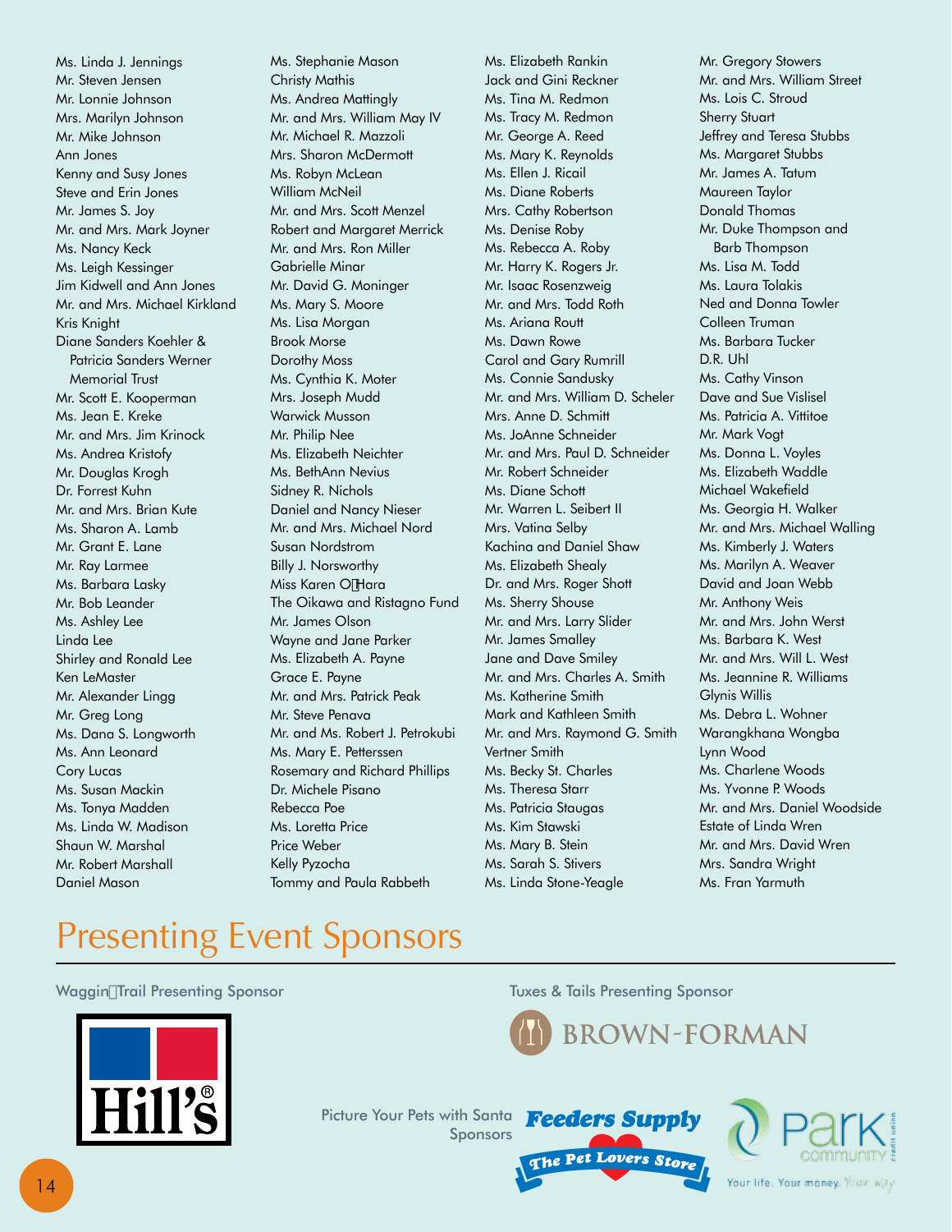Ms. Linda J. Jennings
Mr. Steven Jensen
Mr. Lonnie Johnson
Mrs. Marilyn Johnson
Mr. Mike Johnson
Ann Jones
Kenny and Susy Jones
Steve and Erin Jones
Mr. James S. Joy
Mr. and Mrs. Mark Joyner
Ms. Nancy Keck
Ms. Leigh Kessinger
Jim Kidwell and Ann Jones
Mr. and Mrs. Michael Kirkland
Kris Knight
Diane Sanders Koehler & Patricia Sanders Werner Memorial Trust
Mr. Scott E. Kooperman
Ms. Jean E. Kreke
Mr. and Mrs. Jim Krinock
Ms. Andrea Kristofy
Mr. Douglas Krogh
Dr. Forrest Kuhn
Mr. and Mrs. Brian Kute
Ms. Sharon A. Lamb
Mr. Grant E. Lane
Mr. Ray Larmee
Ms. Barbara Lasky
Mr. Bob Leander
Ms. Ashley Lee
Linda Lee
Shirley and Ronald Lee
Ken LeMaster
Mr. Alexander Lingg
Mr. Greg Long
Ms. Dana S. Longworth
Ms. Ann Leonard
Cory Lucas
Ms. Susan Mackin
Ms. Tonya Madden
Ms. Linda W. Madison
Shaun W. Marshal
Mr. Robert Marshall
Daniel Mason
Ms. Stephanie Mason
Christy Mathis
Ms. Andrea Mattingly
Mr. and Mrs. William May IV
Mr. Michael R. Mazzoli
Mrs. Sharon McDermott
Ms. Robyn McLean
William McNeil
Mr. and Mrs. Scott Menzel
Robert and Margaret Merrick
Mr. and Mrs. Ron Miller
Gabrielle Minar
Mr. David G. Moninger
Ms. Mary S. Moore
Ms. Lisa Morgan
Brook Morse
Dorothy Moss
Ms. Cynthia K. Moter
Mrs. Joseph Mudd
Warwick Musson
Mr. Philip Nee
Ms. Elizabeth Neichter
Ms. BethAnn Nevius
Sidney R. Nichols
Daniel and Nancy Nieser
Mr. and Mrs. Michael Nord
Susan Nordstrom
Billy J. Norsworthy
Miss Karen O'Hara
The Oikawa and Ristagno Fund
Mr. James Olson
Wayne and Jane Parker
Ms. Elizabeth A. Payne
Grace E. Payne
Mr. and Mrs. Patrick Peak
Mr. Steve Penava
Mr. and Ms. Robert J. Petrokubi
Ms. Mary E. Petterssen
Rosemary and Richard Phillips
Dr. Michele Pisano
Rebecca Poe
Ms. Loretta Price
Price Weber
Kelly Pyzocha
Tommy and Paula Rabbeth
Ms. Elizabeth Rankin
Jack and Gini Reckner
Ms. Tina M. Redmon
Ms. Tracy M. Redmon
Mr. George A. Reed
Ms. Mary K. Reynolds
Ms. Ellen J. Ricail
Ms. Diane Roberts
Mrs. Cathy Robertson
Ms. Denise Roby
Ms. Rebecca A. Roby
Mr. Harry K. Rogers Jr.
Mr. Isaac Rosenzweig
Mr. and Mrs. Todd Roth
Ms. Ariana Routt
Ms. Dawn Rowe
Carol and Gary Rumrill
Ms. Connie Sandusky
Mr. and Mrs. William D. Scheler
Mrs. Anne D. Schmitt
Ms. JoAnne Schneider
Mr. and Mrs. Paul D. Schneider
Mr. Robert Schneider
Ms. Diane Schott
Mr. Warren L. Seibert II
Mrs. Vatina Selby
Kachina and Daniel Shaw
Ms. Elizabeth Shealy
Dr. and Mrs. Roger Shott
Ms. Sherry Shouse
Mr. and Mrs. Larry Slider
Mr. James Smalley
Jane and Dave Smiley
Mr. and Mrs. Charles A. Smith
Ms. Katherine Smith
Mark and Kathleen Smith
Mr. and Mrs. Raymond G. Smith
Vertner Smith
Ms. Becky St. Charles
Ms. Theresa Starr
Ms. Patricia Staugas
Ms. Kim Stawski
Ms. Mary B. Stein
Ms. Sarah S. Stivers
Ms. Linda Stone-Yeagle
Mr. Gregory Stowers
Mr. and Mrs. William Street
Ms. Lois C. Stroud
Sherry Stuart
Jeffrey and Teresa Stubbs
Ms. Margaret Stubbs
Mr. James A. Tatum
Maureen Taylor
Donald Thomas
Mr. Duke Thompson and Barb Thompson
Ms. Lisa M. Todd
Ms. Laura Tolakis
Ned and Donna Towler
Colleen Truman
Ms. Barbara Tucker
D.R. Uhl
Ms. Cathy Vinson
Dave and Sue Vislisel
Ms. Patricia A. Vittitoe
Mr. Mark Vogt
Ms. Donna L. Voyles
Ms. Elizabeth Waddle
Michael Wakefield
Ms. Georgia H. Walker
Mr. and Mrs. Michael Walling
Ms. Kimberly J. Waters
Ms. Marilyn A. Weaver
David and Joan Webb
Mr. Anthony Weis
Mr. and Mrs. John Werst
Ms. Barbara K. West
Mr. and Mrs. Will L. West
Ms. Jeannine R. Williams
Glynis Willis
Ms. Debra L. Wohner
Warangkhana Wongba
Lynn Wood
Ms. Charlene Woods
Ms. Yvonne P. Woods
Mr. and Mrs. Daniel Woodside
Estate of Linda Wren
Mr. and Mrs. David Wren
Mrs. Sandra Wright
Ms. Fran Yarmuth

# Presenting Event Sponsors

Waggin' Trail Presenting Sponsor

Hill's®

Tuxes & Tails Presenting Sponsor

BROWN-FORMAN

Picture Your Pets with Santa Sponsors

Feeders Supply — The Pet Lovers Store

Park Community Credit Union — Your life. Your money. Your way.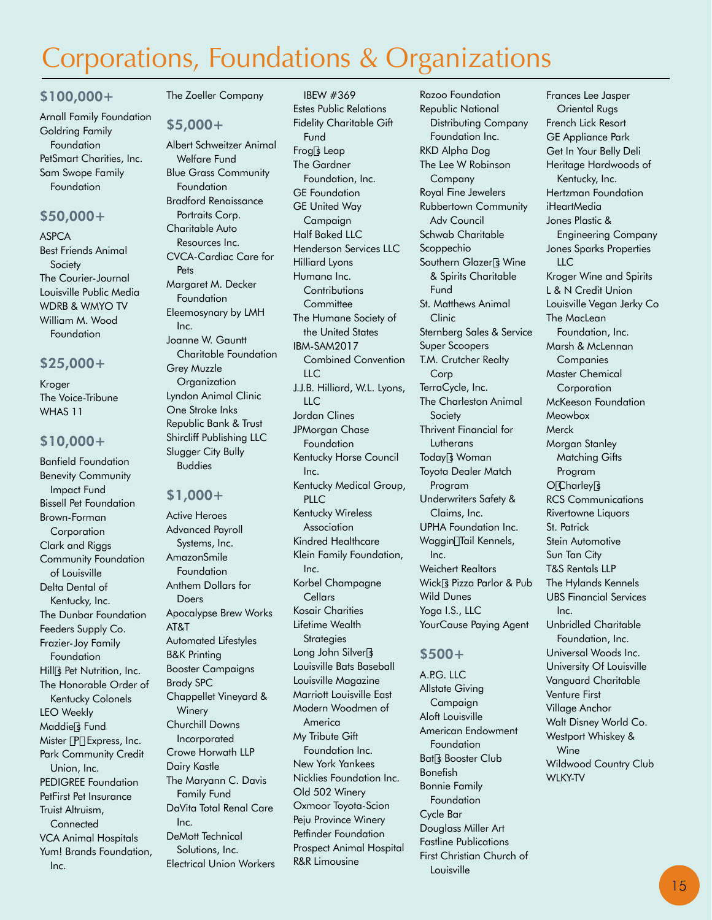# Corporations, Foundations & Organizations

## $100,000+

Arnall Family Foundation
Goldring Family Foundation
PetSmart Charities, Inc.
Sam Swope Family Foundation

## $50,000+

ASPCA
Best Friends Animal Society
The Courier-Journal
Louisville Public Media
WDRB & WMYO TV
William M. Wood Foundation

## $25,000+

Kroger
The Voice-Tribune
WHAS 11

## $10,000+

Banfield Foundation
Benevity Community Impact Fund
Bissell Pet Foundation
Brown-Forman Corporation
Clark and Riggs
Community Foundation of Louisville
Delta Dental of Kentucky, Inc.
The Dunbar Foundation
Feeders Supply Co.
Frazier-Joy Family Foundation
Hill's Pet Nutrition, Inc.
The Honorable Order of Kentucky Colonels
LEO Weekly
Maddie's Fund
Mister "P" Express, Inc.
Park Community Credit Union, Inc.
PEDIGREE Foundation
PetFirst Pet Insurance
Truist Altruism, Connected
VCA Animal Hospitals
Yum! Brands Foundation, Inc.
The Zoeller Company

## $5,000+

Albert Schweitzer Animal Welfare Fund
Blue Grass Community Foundation
Bradford Renaissance Portraits Corp.
Charitable Auto Resources Inc.
CVCA-Cardiac Care for Pets
Margaret M. Decker Foundation
Eleemosynary by LMH Inc.
Joanne W. Gauntt Charitable Foundation
Grey Muzzle Organization
Lyndon Animal Clinic
One Stroke Inks
Republic Bank & Trust
Shircliff Publishing LLC
Slugger City Bully Buddies

## $1,000+

Active Heroes
Advanced Payroll Systems, Inc.
AmazonSmile Foundation
Anthem Dollars for Doers
Apocalypse Brew Works
AT&T
Automated Lifestyles
B&K Printing
Booster Campaigns
Brady SPC
Chappellet Vineyard & Winery
Churchill Downs Incorporated
Crowe Horwath LLP
Dairy Kastle
The Maryann C. Davis Family Fund
DaVita Total Renal Care Inc.
DeMott Technical Solutions, Inc.
Electrical Union Workers IBEW #369
Estes Public Relations
Fidelity Charitable Gift Fund
Frog's Leap
The Gardner Foundation, Inc.
GE Foundation
GE United Way Campaign
Half Baked LLC
Henderson Services LLC
Hilliard Lyons
Humana Inc. Contributions Committee
The Humane Society of the United States
IBM-SAM2017 Combined Convention LLC
J.J.B. Hilliard, W.L. Lyons, LLC
Jordan Clines
JPMorgan Chase Foundation
Kentucky Horse Council Inc.
Kentucky Medical Group, PLLC
Kentucky Wireless Association
Kindred Healthcare
Klein Family Foundation, Inc.
Korbel Champagne Cellars
Kosair Charities
Lifetime Wealth Strategies
Long John Silver's
Louisville Bats Baseball
Louisville Magazine
Marriott Louisville East
Modern Woodmen of America
My Tribute Gift Foundation Inc.
New York Yankees
Nicklies Foundation Inc.
Old 502 Winery
Oxmoor Toyota-Scion
Peju Province Winery
Petfinder Foundation
Prospect Animal Hospital
R&R Limousine
Razoo Foundation
Republic National Distributing Company Foundation Inc.
RKD Alpha Dog
The Lee W Robinson Company
Royal Fine Jewelers
Rubbertown Community Adv Council
Schwab Charitable
Scoppechio
Southern Glazer's Wine & Spirits Charitable Fund
St. Matthews Animal Clinic
Sternberg Sales & Service
Super Scoopers
T.M. Crutcher Realty Corp
TerraCycle, Inc.
The Charleston Animal Society
Thrivent Financial for Lutherans
Today's Woman
Toyota Dealer Match Program
Underwriters Safety & Claims, Inc.
UPHA Foundation Inc.
Waggin' Tail Kennels, Inc.
Weichert Realtors
Wick's Pizza Parlor & Pub
Wild Dunes
Yoga I.S., LLC
YourCause Paying Agent

## $500+

A.P.G. LLC
Allstate Giving Campaign
Aloft Louisville
American Endowment Foundation
Bat's Booster Club
Bonefish
Bonnie Family Foundation
Cycle Bar
Douglass Miller Art
Fastline Publications
First Christian Church of Louisville
Frances Lee Jasper Oriental Rugs
French Lick Resort
GE Appliance Park
Get In Your Belly Deli
Heritage Hardwoods of Kentucky, Inc.
Hertzman Foundation
iHeartMedia
Jones Plastic & Engineering Company
Jones Sparks Properties LLC
Kroger Wine and Spirits
L & N Credit Union
Louisville Vegan Jerky Co
The MacLean Foundation, Inc.
Marsh & McLennan Companies
Master Chemical Corporation
McKeeson Foundation
Meowbox
Merck
Morgan Stanley Matching Gifts Program
O'Charley's
RCS Communications
Rivertowne Liquors
St. Patrick
Stein Automotive
Sun Tan City
T&S Rentals LLP
The Hylands Kennels
UBS Financial Services Inc.
Unbridled Charitable Foundation, Inc.
Universal Woods Inc.
University Of Louisville
Vanguard Charitable
Venture First
Village Anchor
Walt Disney World Co.
Westport Whiskey & Wine
Wildwood Country Club
WLKY-TV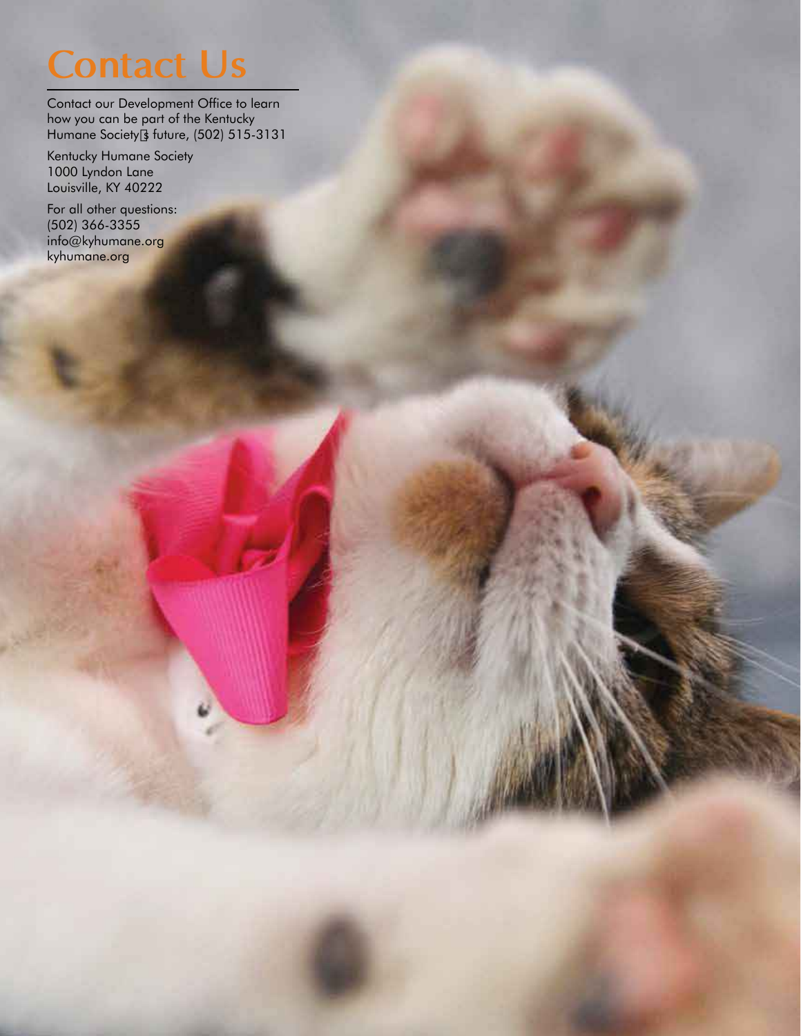# Contact Us

Contact our Development Office to learn how you can be part of the Kentucky Humane Society's future, (502) 515-3131

Kentucky Humane Society
1000 Lyndon Lane
Louisville, KY 40222

For all other questions:
(502) 366-3355
info@kyhumane.org
kyhumane.org